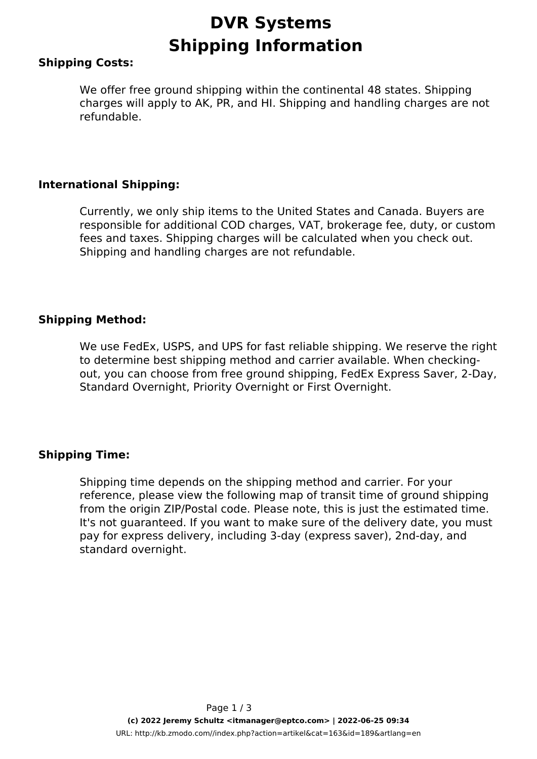# DVR Systems
# Shipping Information

**Shipping Costs:**

We offer free ground shipping within the continental 48 states. Shipping charges will apply to AK, PR, and HI. Shipping and handling charges are not refundable.

**International Shipping:**

Currently, we only ship items to the United States and Canada. Buyers are responsible for additional COD charges, VAT, brokerage fee, duty, or custom fees and taxes. Shipping charges will be calculated when you check out. Shipping and handling charges are not refundable.

**Shipping Method:**

We use FedEx, USPS, and UPS for fast reliable shipping. We reserve the right to determine best shipping method and carrier available. When checking-out, you can choose from free ground shipping, FedEx Express Saver, 2-Day, Standard Overnight, Priority Overnight or First Overnight.

**Shipping Time:**

Shipping time depends on the shipping method and carrier. For your reference, please view the following map of transit time of ground shipping from the origin ZIP/Postal code. Please note, this is just the estimated time. It's not guaranteed. If you want to make sure of the delivery date, you must pay for express delivery, including 3-day (express saver), 2nd-day, and standard overnight.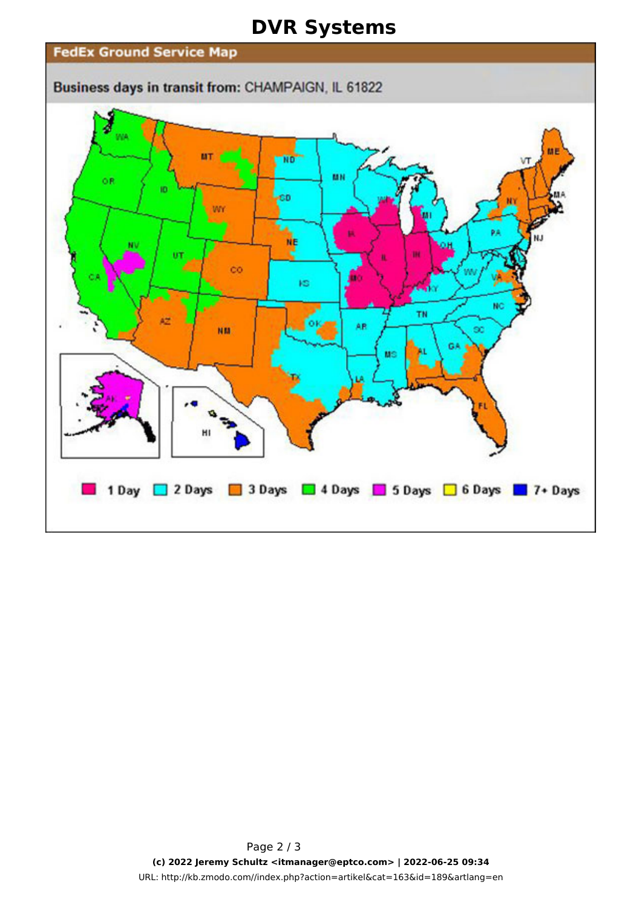# DVR Systems

FedEx Ground Service Map

Business days in transit from: CHAMPAIGN, IL 61822

WA
OR
ID
MT
WY
NV
CA
UT
CO
AZ
NM
ND
SD
NE
KS
OK
TX
MN
IA
MO
AR
LA
WI
IL
MI
IN
OH
KY
TN
MS
AL
GA
FL
SC
NC
VA
WV
PA
NY
VT
ME
MA
NJ
AK
HI

1 Day
2 Days
3 Days
4 Days
5 Days
6 Days
7+ Days

(c) 2022 Jeremy Schultz <itmanager@eptco.com> | 2022-06-25 09:34
URL: http://kb.zmodo.com//index.php?action=artikel&cat=163&id=189&artlang=en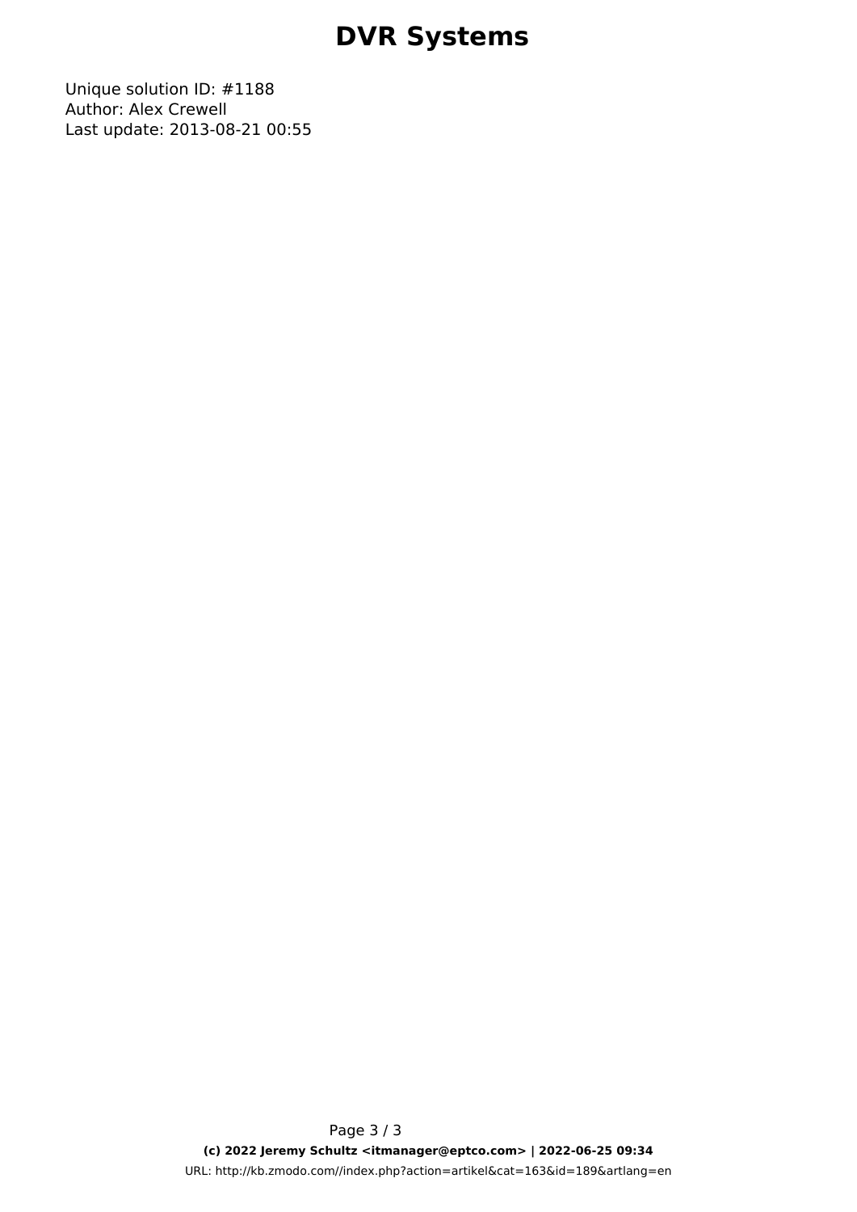Unique solution ID: #1188
Author: Alex Crewell
Last update: 2013-08-21 00:55